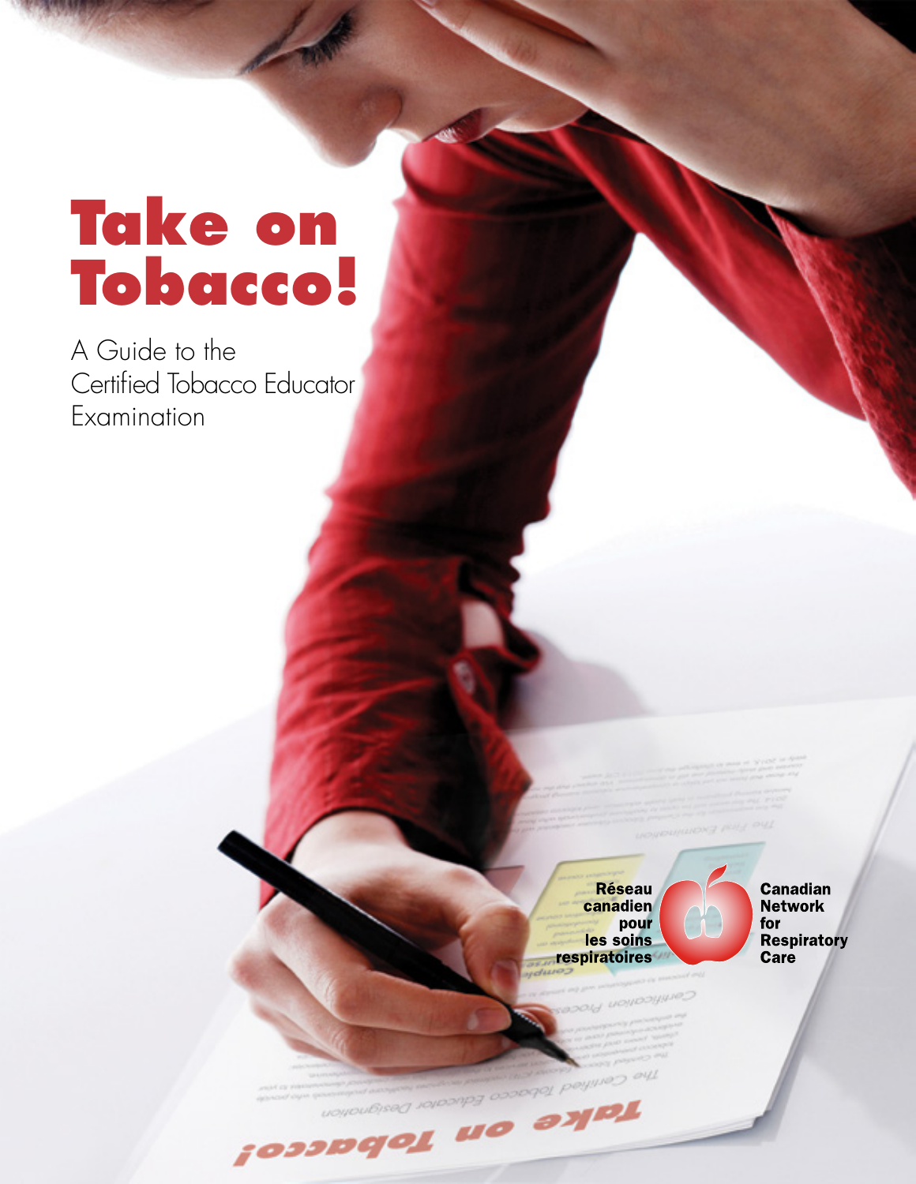# Take on Tobacco!

A Guide to the Certified Tobacco Educator Examination

Réseau canadien pour les soins respiratoires

Canadian Network for Respiratory Care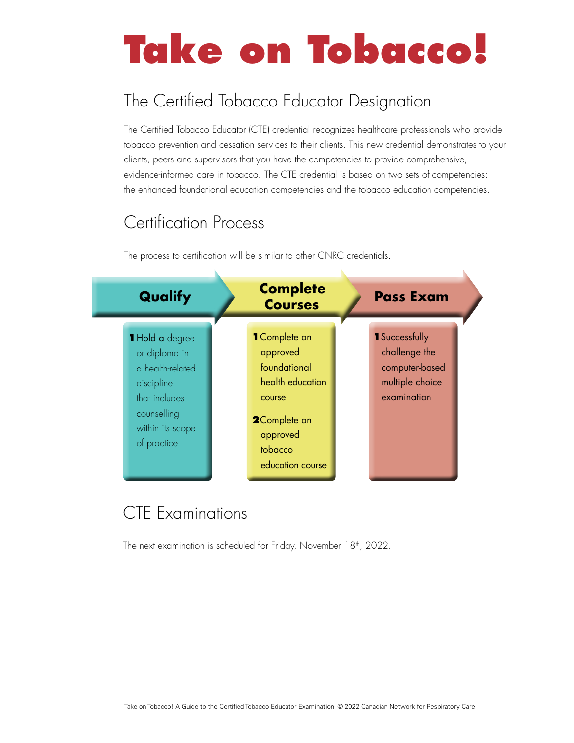# Take on Tobacco!

## The Certified Tobacco Educator Designation

The Certified Tobacco Educator (CTE) credential recognizes healthcare professionals who provide tobacco prevention and cessation services to their clients. This new credential demonstrates to your clients, peers and supervisors that you have the competencies to provide comprehensive, evidence-informed care in tobacco. The CTE credential is based on two sets of competencies: the enhanced foundational education competencies and the tobacco education competencies.

## Certification Process

The process to certification will be similar to other CNRC credentials.

### Qualify

1. Hold a degree or diploma in a health-related discipline that includes counselling within its scope of practice

### Complete Courses

1. Complete an approved foundational health education course
2. Complete an approved tobacco education course

### Pass Exam

1. Successfully challenge the computer-based multiple choice examination

## CTE Examinations

The next examination is scheduled for Friday, November 18th, 2022.

Take on Tobacco! A Guide to the Certified Tobacco Educator Examination © 2022 Canadian Network for Respiratory Care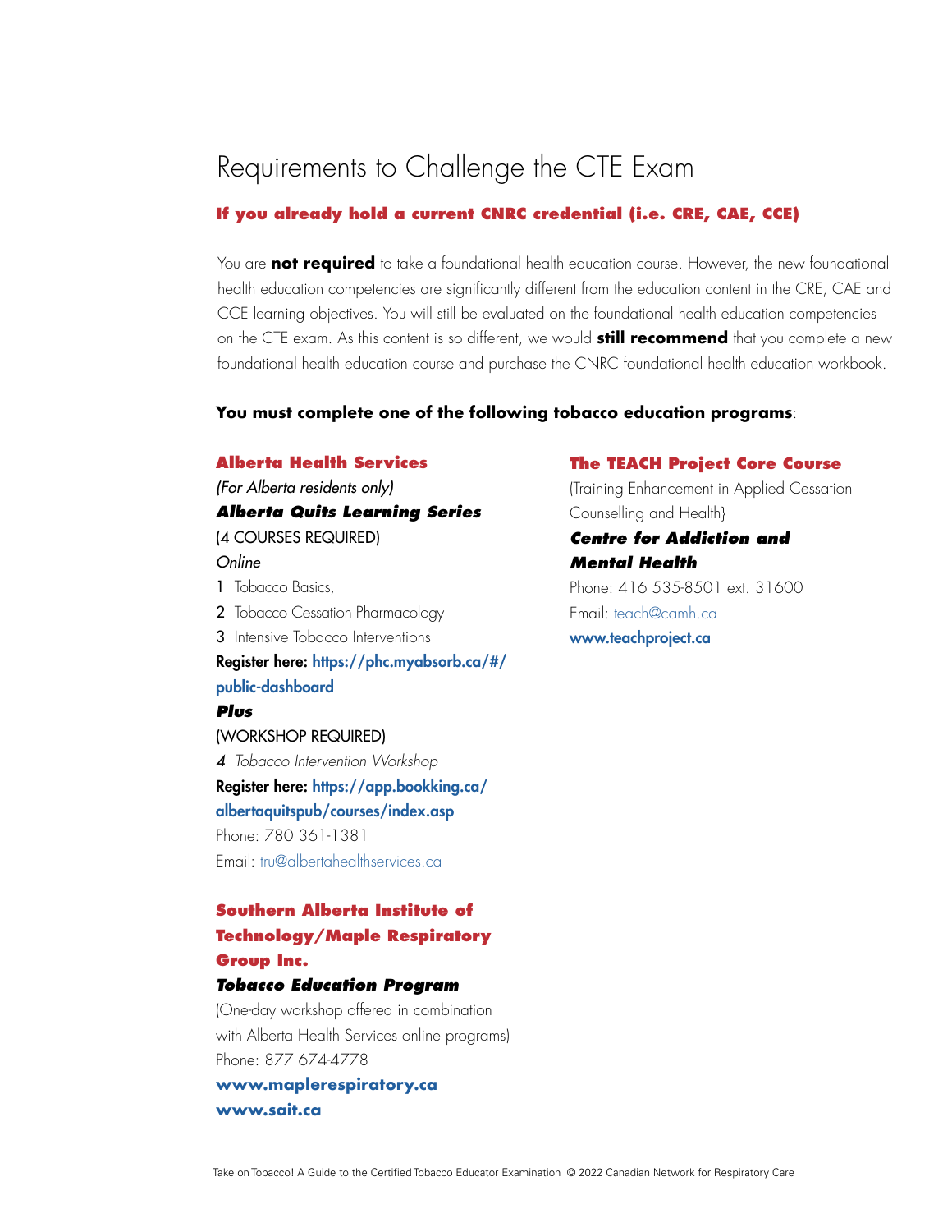# Requirements to Challenge the CTE Exam

### If you already hold a current CNRC credential (i.e. CRE, CAE, CCE)

You are **not required** to take a foundational health education course. However, the new foundational health education competencies are significantly different from the education content in the CRE, CAE and CCE learning objectives. You will still be evaluated on the foundational health education competencies on the CTE exam. As this content is so different, we would **still recommend** that you complete a new foundational health education course and purchase the CNRC foundational health education workbook.

**You must complete one of the following tobacco education programs**:

**Alberta Health Services**

*(For Alberta residents only)*

***Alberta Quits Learning Series***

(4 COURSES REQUIRED)

*Online*

1 Tobacco Basics,

2 Tobacco Cessation Pharmacology

3 Intensive Tobacco Interventions

**Register here: https://phc.myabsorb.ca/#/public-dashboard**

***Plus***

(WORKSHOP REQUIRED)

*4 Tobacco Intervention Workshop*

**Register here: https://app.bookking.ca/albertaquitspub/courses/index.asp**

Phone: 780 361-1381

Email: tru@albertahealthservices.ca

**Southern Alberta Institute of Technology/Maple Respiratory Group Inc.**

***Tobacco Education Program***

(One-day workshop offered in combination with Alberta Health Services online programs)

Phone: 877 674-4778

**www.maplerespiratory.ca**

**www.sait.ca**

**The TEACH Project Core Course**

(Training Enhancement in Applied Cessation Counselling and Health}

***Centre for Addiction and Mental Health***

Phone: 416 535-8501 ext. 31600

Email: teach@camh.ca

**www.teachproject.ca**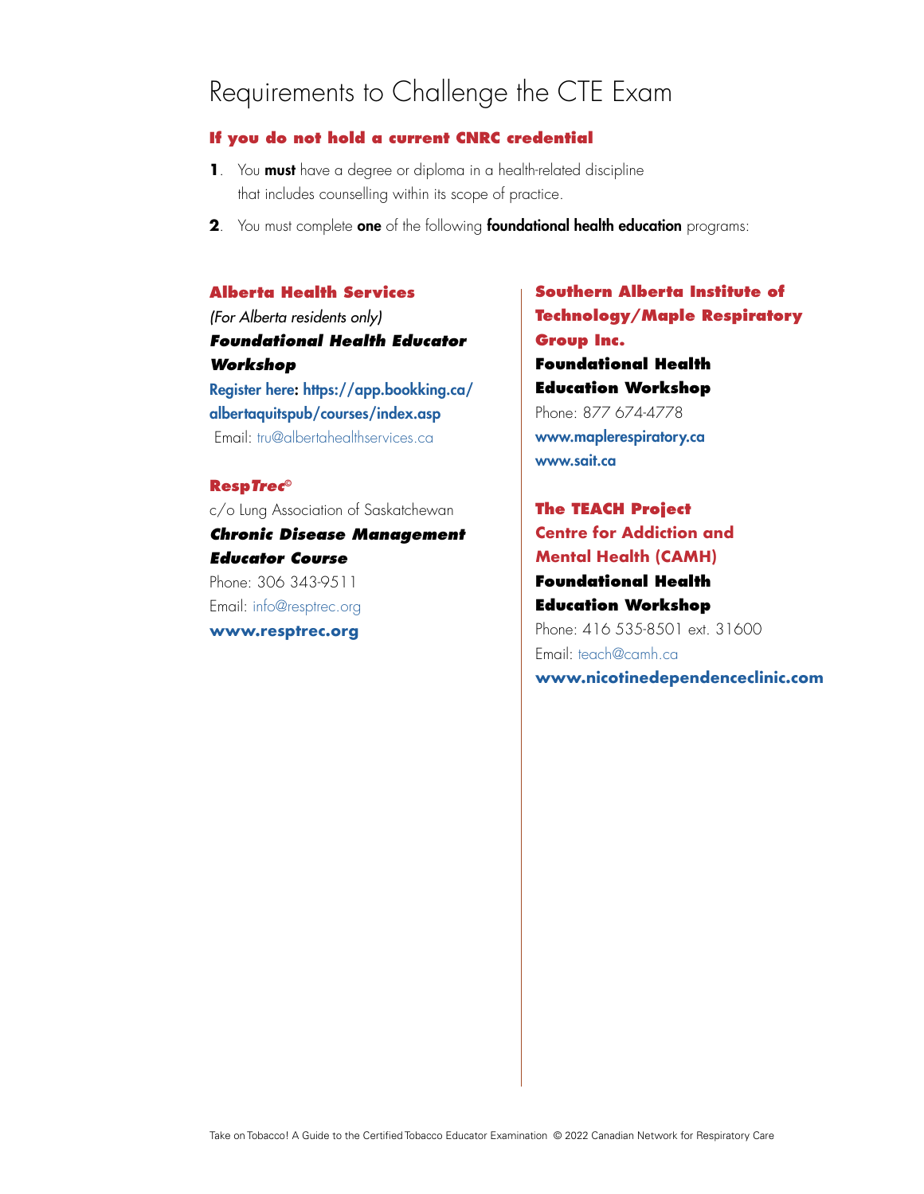# Requirements to Challenge the CTE Exam

### If you do not hold a current CNRC credential

1. You **must** have a degree or diploma in a health-related discipline that includes counselling within its scope of practice.
2. You must complete **one** of the following **foundational health education** programs:

**Alberta Health Services**
*(For Alberta residents only)*
***Foundational Health Educator Workshop***
**Register here: https://app.bookking.ca/albertaquitspub/courses/index.asp**
Email: tru@albertahealthservices.ca

**Resp*Trec*©**
c/o Lung Association of Saskatchewan
***Chronic Disease Management Educator Course***
Phone: 306 343-9511
Email: info@resptrec.org
**www.resptrec.org**

**Southern Alberta Institute of Technology/Maple Respiratory Group Inc.**
**Foundational Health Education Workshop**
Phone: 877 674-4778
**www.maplerespiratory.ca**
**www.sait.ca**

**The TEACH Project**
**Centre for Addiction and Mental Health (CAMH)**
**Foundational Health Education Workshop**
Phone: 416 535-8501 ext. 31600
Email: teach@camh.ca
**www.nicotinedependenceclinic.com**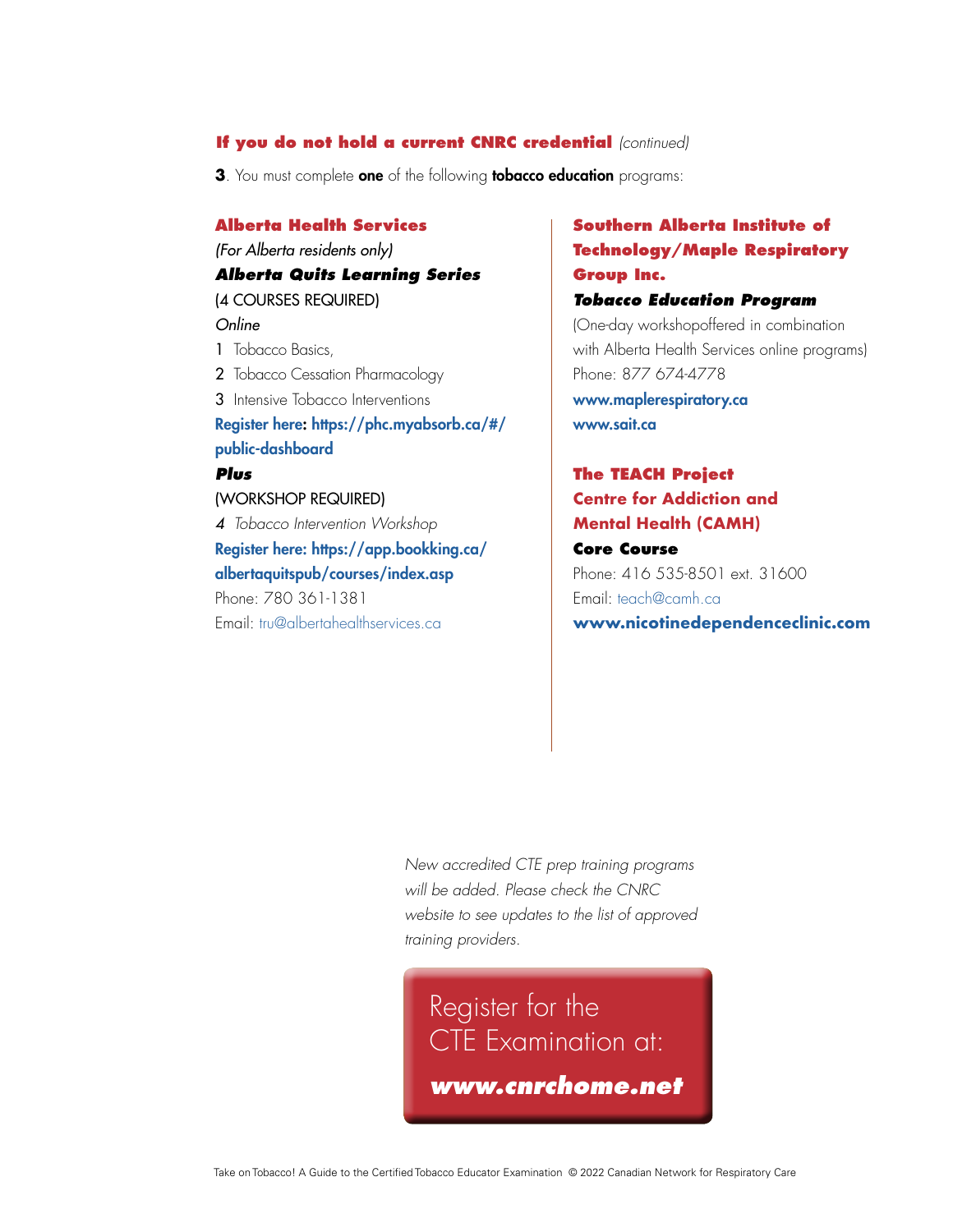**If you do not hold a current CNRC credential** *(continued)*

**3**. You must complete **one** of the following **tobacco education** programs:

### Alberta Health Services

*(For Alberta residents only)*

***Alberta Quits Learning Series***

(4 COURSES REQUIRED)

*Online*

1 Tobacco Basics,

2 Tobacco Cessation Pharmacology

3 Intensive Tobacco Interventions

**Register here: https://phc.myabsorb.ca/#/public-dashboard**

***Plus***

(WORKSHOP REQUIRED)

*4 Tobacco Intervention Workshop*

**Register here: https://app.bookking.ca/albertaquitspub/courses/index.asp**

Phone: 780 361-1381

Email: tru@albertahealthservices.ca

### Southern Alberta Institute of Technology/Maple Respiratory Group Inc.

***Tobacco Education Program***

(One-day workshopoffered in combination with Alberta Health Services online programs)

Phone: 877 674-4778

**www.maplerespiratory.ca**

**www.sait.ca**

### The TEACH Project Centre for Addiction and Mental Health (CAMH)

**Core Course**

Phone: 416 535-8501 ext. 31600

Email: teach@camh.ca

**www.nicotinedependenceclinic.com**

*New accredited CTE prep training programs will be added. Please check the CNRC website to see updates to the list of approved training providers.*

Register for the CTE Examination at:

***www.cnrchome.net***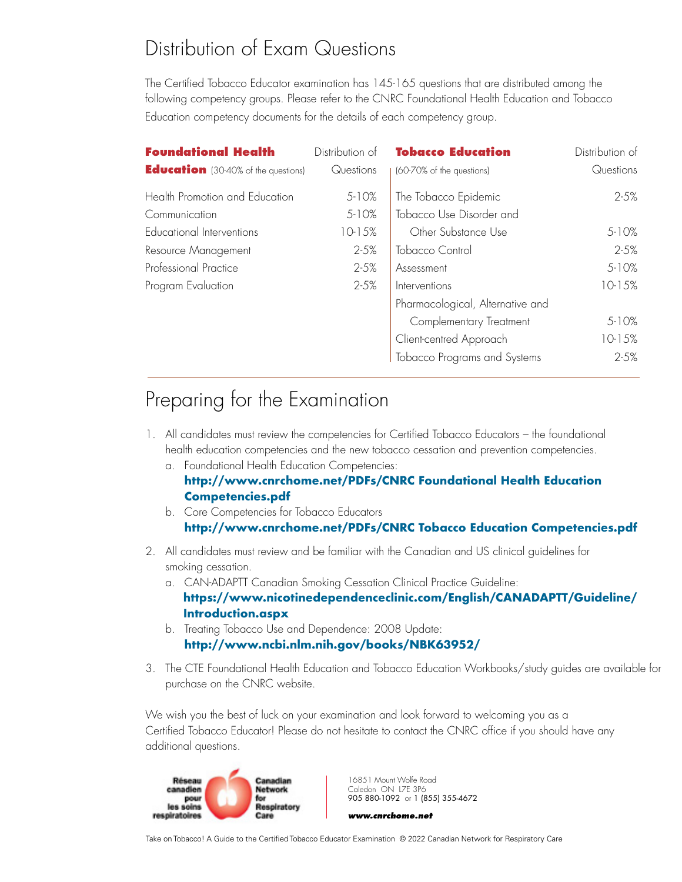## Distribution of Exam Questions

The Certified Tobacco Educator examination has 145-165 questions that are distributed among the following competency groups. Please refer to the CNRC Foundational Health Education and Tobacco Education competency documents for the details of each competency group.

| **Foundational Health Education** (30-40% of the questions) | Distribution of Questions |
|---|---|
| Health Promotion and Education | 5-10% |
| Communication | 5-10% |
| Educational Interventions | 10-15% |
| Resource Management | 2-5% |
| Professional Practice | 2-5% |
| Program Evaluation | 2-5% |

| **Tobacco Education** (60-70% of the questions) | Distribution of Questions |
|---|---|
| The Tobacco Epidemic | 2-5% |
| Tobacco Use Disorder and Other Substance Use | 5-10% |
| Tobacco Control | 2-5% |
| Assessment | 5-10% |
| Interventions | 10-15% |
| Pharmacological, Alternative and Complementary Treatment | 5-10% |
| Client-centred Approach | 10-15% |
| Tobacco Programs and Systems | 2-5% |

## Preparing for the Examination

1. All candidates must review the competencies for Certified Tobacco Educators – the foundational health education competencies and the new tobacco cessation and prevention competencies.
   a. Foundational Health Education Competencies:
      **http://www.cnrchome.net/PDFs/CNRC Foundational Health Education Competencies.pdf**
   b. Core Competencies for Tobacco Educators
      **http://www.cnrchome.net/PDFs/CNRC Tobacco Education Competencies.pdf**
2. All candidates must review and be familiar with the Canadian and US clinical guidelines for smoking cessation.
   a. CAN-ADAPTT Canadian Smoking Cessation Clinical Practice Guideline:
      **https://www.nicotinedependenceclinic.com/English/CANADAPTT/Guideline/Introduction.aspx**
   b. Treating Tobacco Use and Dependence: 2008 Update:
      **http://www.ncbi.nlm.nih.gov/books/NBK63952/**
3. The CTE Foundational Health Education and Tobacco Education Workbooks/study guides are available for purchase on the CNRC website.

We wish you the best of luck on your examination and look forward to welcoming you as a Certified Tobacco Educator! Please do not hesitate to contact the CNRC office if you should have any additional questions.

Réseau canadien pour les soins respiratoires | Canadian Network for Respiratory Care

16851 Mount Wolfe Road
Caledon ON L7E 3P6
905 880-1092 or 1 (855) 355-4672

***www.cnrchome.net***

Take on Tobacco! A Guide to the Certified Tobacco Educator Examination © 2022 Canadian Network for Respiratory Care